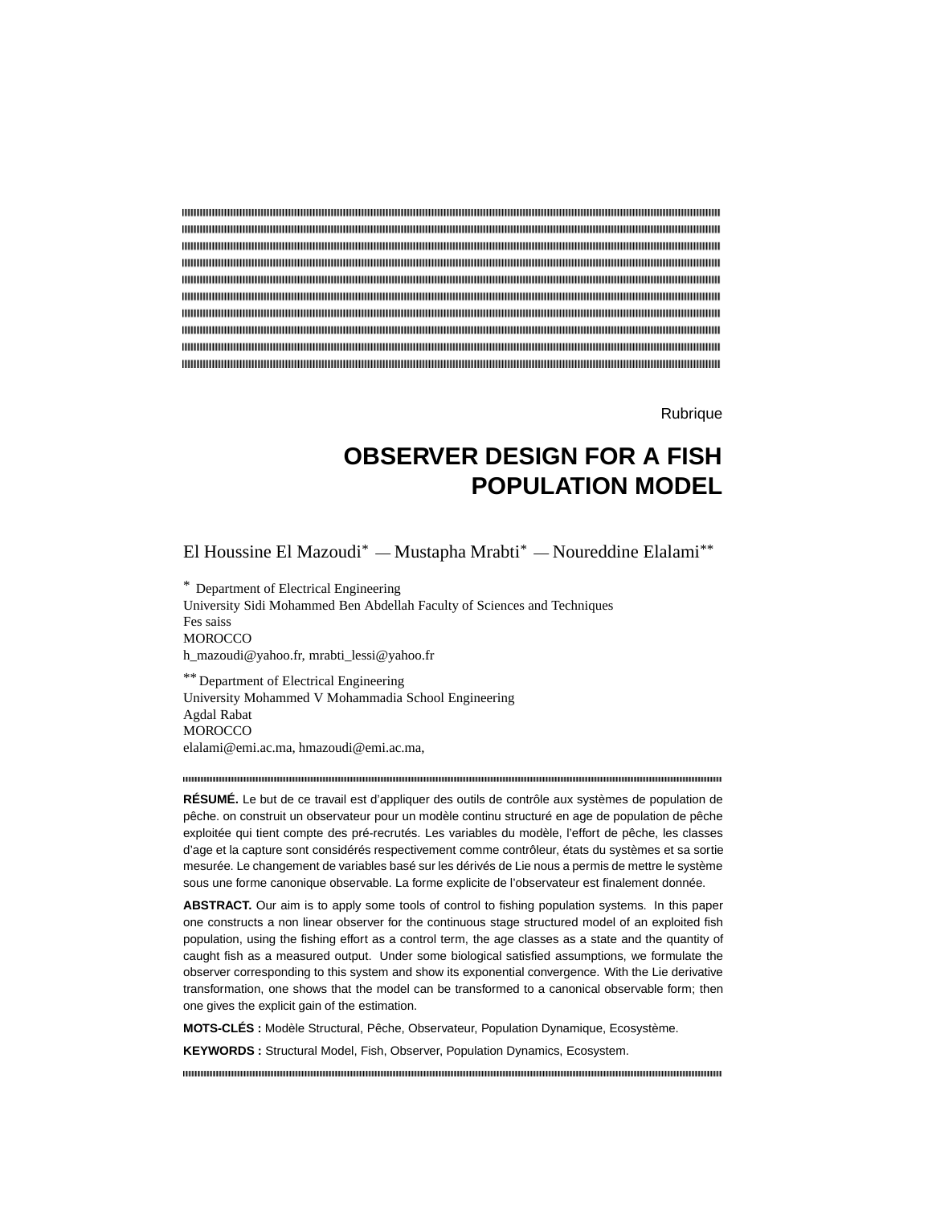Rubrique

# OBSERVER DESIGN FOR A FISH POPULATION MODEL

El Houssine El Mazoudi* — Mustapha Mrabti* — Noureddine Elalami**

\* Department of Electrical Engineering
University Sidi Mohammed Ben Abdellah Faculty of Sciences and Techniques
Fes saiss
MOROCCO
h_mazoudi@yahoo.fr, mrabti_lessi@yahoo.fr

** Department of Electrical Engineering
University Mohammed V Mohammadia School Engineering
Agdal Rabat
MOROCCO
elalami@emi.ac.ma, hmazoudi@emi.ac.ma,

**RÉSUMÉ.** Le but de ce travail est d'appliquer des outils de contrôle aux systèmes de population de pêche. on construit un observateur pour un modèle continu structuré en age de population de pêche exploitée qui tient compte des pré-recrutés. Les variables du modèle, l'effort de pêche, les classes d'age et la capture sont considérés respectivement comme contrôleur, états du systèmes et sa sortie mesurée. Le changement de variables basé sur les dérivés de Lie nous a permis de mettre le système sous une forme canonique observable. La forme explicite de l'observateur est finalement donnée.

**ABSTRACT.** Our aim is to apply some tools of control to fishing population systems. In this paper one constructs a non linear observer for the continuous stage structured model of an exploited fish population, using the fishing effort as a control term, the age classes as a state and the quantity of caught fish as a measured output. Under some biological satisfied assumptions, we formulate the observer corresponding to this system and show its exponential convergence. With the Lie derivative transformation, one shows that the model can be transformed to a canonical observable form; then one gives the explicit gain of the estimation.

**MOTS-CLÉS :** Modèle Structural, Pêche, Observateur, Population Dynamique, Ecosystème.

**KEYWORDS :** Structural Model, Fish, Observer, Population Dynamics, Ecosystem.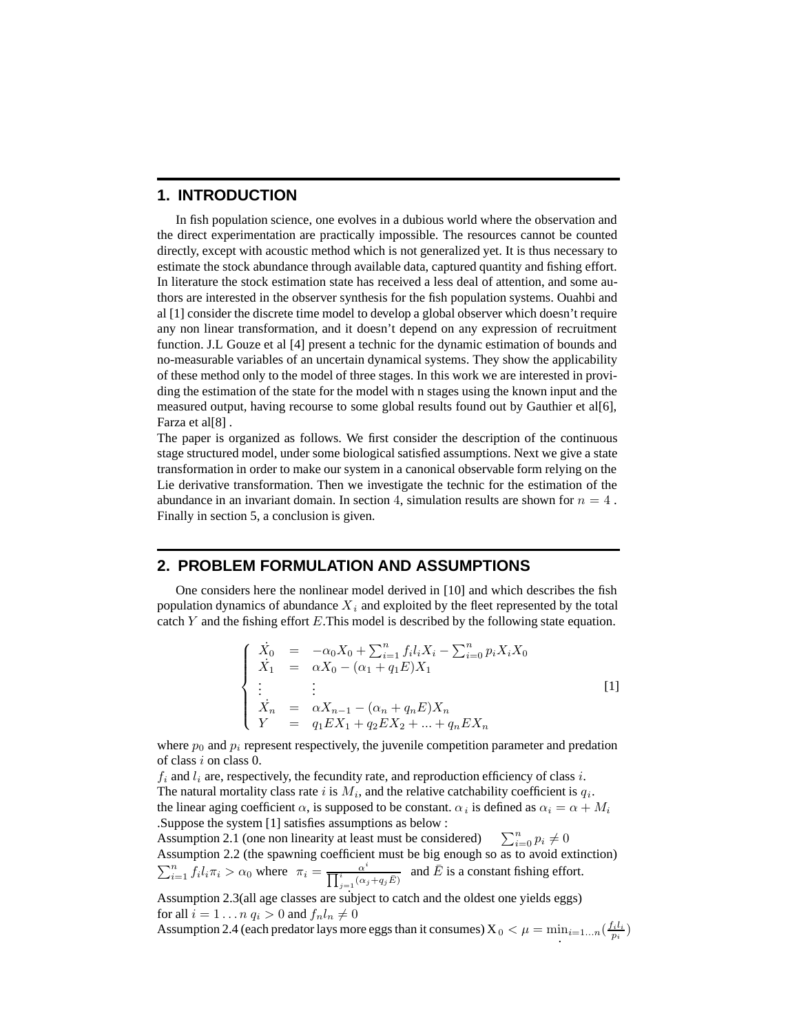## 1. INTRODUCTION

In fish population science, one evolves in a dubious world where the observation and the direct experimentation are practically impossible. The resources cannot be counted directly, except with acoustic method which is not generalized yet. It is thus necessary to estimate the stock abundance through available data, captured quantity and fishing effort. In literature the stock estimation state has received a less deal of attention, and some authors are interested in the observer synthesis for the fish population systems. Ouahbi and al [1] consider the discrete time model to develop a global observer which doesn't require any non linear transformation, and it doesn't depend on any expression of recruitment function. J.L Gouze et al [4] present a technic for the dynamic estimation of bounds and no-measurable variables of an uncertain dynamical systems. They show the applicability of these method only to the model of three stages. In this work we are interested in providing the estimation of the state for the model with n stages using the known input and the measured output, having recourse to some global results found out by Gauthier et al[6], Farza et al[8] .

The paper is organized as follows. We first consider the description of the continuous stage structured model, under some biological satisfied assumptions. Next we give a state transformation in order to make our system in a canonical observable form relying on the Lie derivative transformation. Then we investigate the technic for the estimation of the abundance in an invariant domain. In section 4, simulation results are shown for $n = 4$ . Finally in section 5, a conclusion is given.

## 2. PROBLEM FORMULATION AND ASSUMPTIONS

One considers here the nonlinear model derived in [10] and which describes the fish population dynamics of abundance $X_i$ and exploited by the fleet represented by the total catch $Y$ and the fishing effort $E$.This model is described by the following state equation.

$$\left\{ \begin{array}{lcl} \dot{X_0} & = & -\alpha_0 X_0 + \sum_{i=1}^{n} f_i l_i X_i - \sum_{i=0}^{n} p_i X_i X_0 \\ \dot{X_1} & = & \alpha X_0 - (\alpha_1 + q_1 E) X_1 \\ \vdots & & \vdots \\ \dot{X_n} & = & \alpha X_{n-1} - (\alpha_n + q_n E) X_n \\ Y & = & q_1 E X_1 + q_2 E X_2 + ... + q_n E X_n \end{array} \right. \quad [1]$$

where $p_0$ and $p_i$ represent respectively, the juvenile competition parameter and predation of class $i$ on class 0.

$f_i$ and $l_i$ are, respectively, the fecundity rate, and reproduction efficiency of class $i$.
The natural mortality class rate $i$ is $M_i$, and the relative catchability coefficient is $q_i$.
the linear aging coefficient $\alpha$, is supposed to be constant. $\alpha_i$ is defined as $\alpha_i = \alpha + M_i$ .Suppose the system [1] satisfies assumptions as below :

Assumption 2.1 (one non linearity at least must be considered) $\quad \sum_{i=0}^{n} p_i \neq 0$

Assumption 2.2 (the spawning coefficient must be big enough so as to avoid extinction) $\sum_{i=1}^{n} f_i l_i \pi_i > \alpha_0$ where $\pi_i = \frac{\alpha^i}{\prod_{j=1}^{i}(\alpha_j + q_j \bar{E})}$ and $\bar{E}$ is a constant fishing effort.

Assumption 2.3(all age classes are subject to catch and the oldest one yields eggs) for all $i = 1 \dots n$ $q_i > 0$ and $f_n l_n \neq 0$

Assumption 2.4 (each predator lays more eggs than it consumes) $X_0 < \mu = \min_{i=1 \dots n}(\frac{f_i l_i}{p_i})$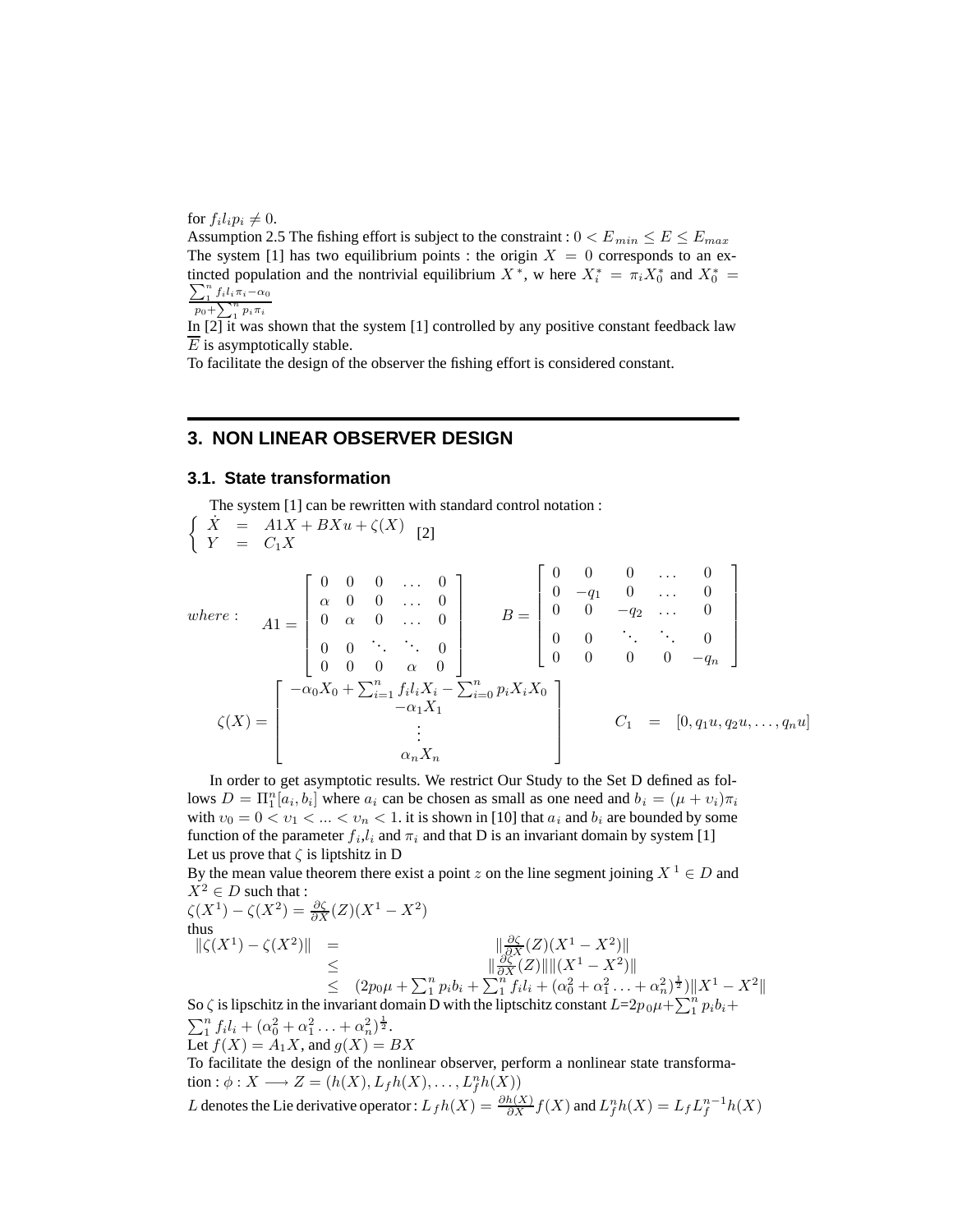for $f_i l_i p_i \neq 0$.

Assumption 2.5 The fishing effort is subject to the constraint : $0 < E_{min} \leq E \leq E_{max}$

The system [1] has two equilibrium points : the origin $X = 0$ corresponds to an extincted population and the nontrivial equilibrium $X^*$, w here $X_i^* = \pi_i X_0^*$ and $X_0^* = \frac{\sum_1^n f_i l_i \pi_i - \alpha_0}{p_0 + \sum_1^n p_i \pi_i}$

In [2] it was shown that the system [1] controlled by any positive constant feedback law $\overline{E}$ is asymptotically stable.

To facilitate the design of the observer the fishing effort is considered constant.

## 3. NON LINEAR OBSERVER DESIGN

### 3.1. State transformation

The system [1] can be rewritten with standard control notation :

$$\begin{cases} \dot{X} &= A1X + BXu + \zeta(X) \\ Y &= C_1 X \end{cases} \quad [2]$$

$$where: \quad A1 = \begin{bmatrix} 0 & 0 & 0 & \dots & 0 \\ \alpha & 0 & 0 & \dots & 0 \\ 0 & \alpha & 0 & \dots & 0 \\ 0 & 0 & \ddots & \ddots & 0 \\ 0 & 0 & 0 & \alpha & 0 \end{bmatrix} \quad B = \begin{bmatrix} 0 & 0 & 0 & \dots & 0 \\ 0 & -q_1 & 0 & \dots & 0 \\ 0 & 0 & -q_2 & \dots & 0 \\ 0 & 0 & \ddots & \ddots & 0 \\ 0 & 0 & 0 & 0 & -q_n \end{bmatrix}$$

$$\zeta(X) = \begin{bmatrix} -\alpha_0 X_0 + \sum_{i=1}^n f_i l_i X_i - \sum_{i=0}^n p_i X_i X_0 \\ -\alpha_1 X_1 \\ \vdots \\ \alpha_n X_n \end{bmatrix} \qquad C_1 = [0, q_1 u, q_2 u, \dots, q_n u]$$

In order to get asymptotic results. We restrict Our Study to the Set D defined as follows $D = \Pi_1^n [a_i, b_i]$ where $a_i$ can be chosen as small as one need and $b_i = (\mu + \upsilon_i)\pi_i$ with $\upsilon_0 = 0 < \upsilon_1 < ... < \upsilon_n < 1$. it is shown in [10] that $a_i$ and $b_i$ are bounded by some function of the parameter $f_i$,$l_i$ and $\pi_i$ and that D is an invariant domain by system [1]

Let us prove that $\zeta$ is liptshitz in D

By the mean value theorem there exist a point $z$ on the line segment joining $X^1 \in D$ and $X^2 \in D$ such that :

$\zeta(X^1) - \zeta(X^2) = \frac{\partial \zeta}{\partial X}(Z)(X^1 - X^2)$

thus

$$\begin{aligned} \|\zeta(X^1) - \zeta(X^2)\| &= \|\tfrac{\partial \zeta}{\partial X}(Z)(X^1 - X^2)\| \\ &\leq \|\tfrac{\partial \zeta}{\partial X}(Z)\| \|(X^1 - X^2)\| \\ &\leq (2p_0\mu + \textstyle\sum_1^n p_i b_i + \sum_1^n f_i l_i + (\alpha_0^2 + \alpha_1^2 \dots + \alpha_n^2)^{\frac{1}{2}})\|X^1 - X^2\| \end{aligned}$$

So $\zeta$ is lipschitz in the invariant domain D with the liptschitz constant $L$=$2p_0\mu + \sum_1^n p_i b_i + \sum_1^n f_i l_i + (\alpha_0^2 + \alpha_1^2 \dots + \alpha_n^2)^{\frac{1}{2}}$.

Let $f(X) = A_1 X$, and $g(X) = BX$

To facilitate the design of the nonlinear observer, perform a nonlinear state transformation : $\phi : X \longrightarrow Z = (h(X), L_f h(X), \dots, L_f^n h(X))$

$L$ denotes the Lie derivative operator : $L_f h(X) = \frac{\partial h(X)}{\partial X} f(X)$ and $L_f^n h(X) = L_f L_f^{n-1} h(X)$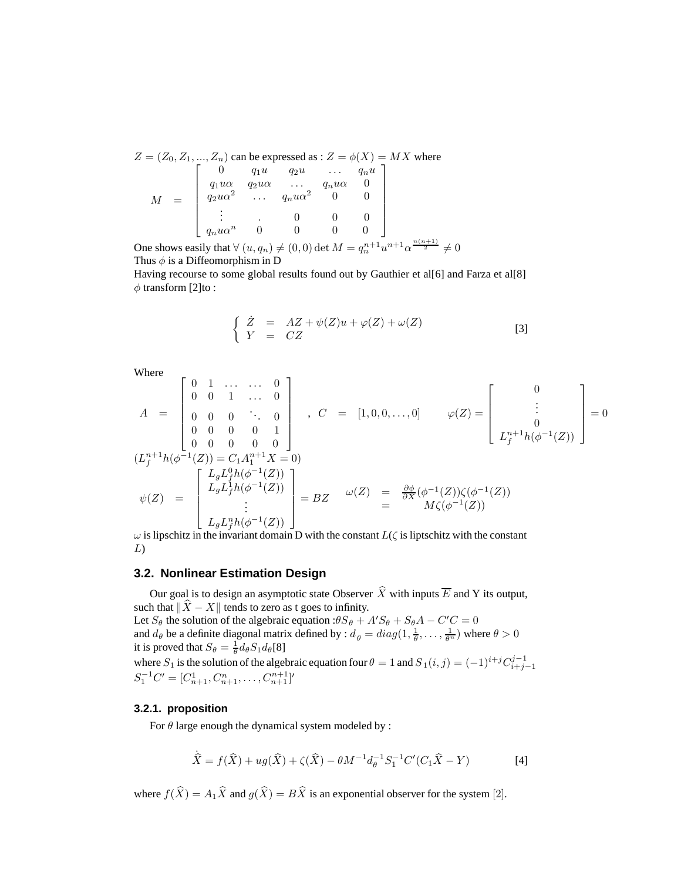$Z = (Z_0, Z_1, ..., Z_n)$ can be expressed as : $Z = \phi(X) = MX$ where

$$M = \begin{bmatrix} 0 & q_1 u & q_2 u & \dots & q_n u \\ q_1 u\alpha & q_2 u\alpha & \dots & q_n u\alpha & 0 \\ q_2 u\alpha^2 & \dots & q_n u\alpha^2 & 0 & 0 \\ \vdots & . & 0 & 0 & 0 \\ q_n u\alpha^n & 0 & 0 & 0 & 0 \end{bmatrix}$$

One shows easily that $\forall\ (u, q_n) \neq (0,0)\ \det M = q_n^{n+1} u^{n+1} \alpha^{\frac{n(n+1)}{2}} \neq 0$

Thus $\phi$ is a Diffeomorphism in D

Having recourse to some global results found out by Gauthier et al[6] and Farza et al[8] $\phi$ transform [2]to :

$$\begin{cases} \dot{Z} &= AZ + \psi(Z)u + \varphi(Z) + \omega(Z) \\ Y &= CZ \end{cases} \qquad [3]$$

Where

$$A = \begin{bmatrix} 0 & 1 & \dots & \dots & 0 \\ 0 & 0 & 1 & \dots & 0 \\ 0 & 0 & 0 & \ddots & 0 \\ 0 & 0 & 0 & 0 & 1 \\ 0 & 0 & 0 & 0 & 0 \end{bmatrix} \quad , \ C = [1, 0, 0, \dots, 0] \qquad \varphi(Z) = \begin{bmatrix} 0 \\ \vdots \\ 0 \\ L_f^{n+1} h(\phi^{-1}(Z)) \end{bmatrix} = 0$$

$(L_f^{n+1} h(\phi^{-1}(Z)) = C_1 A_1^{n+1} X = 0)$

$$\psi(Z) = \begin{bmatrix} L_g L_f^0 h(\phi^{-1}(Z)) \\ L_g L_f^1 h(\phi^{-1}(Z)) \\ \vdots \\ L_g L_f^n h(\phi^{-1}(Z)) \end{bmatrix} = BZ \qquad \begin{aligned} \omega(Z) &= \frac{\partial \phi}{\partial X}(\phi^{-1}(Z))\zeta(\phi^{-1}(Z)) \\ &= M\zeta(\phi^{-1}(Z)) \end{aligned}$$

$\omega$ is lipschitz in the invariant domain D with the constant $L$($\zeta$ is liptschitz with the constant $L$)

## 3.2. Nonlinear Estimation Design

Our goal is to design an asymptotic state Observer $\widehat{X}$ with inputs $\overline{E}$ and Y its output, such that $\|\widehat{X} - X\|$ tends to zero as t goes to infinity.

Let $S_\theta$ the solution of the algebraic equation :$\theta S_\theta + A' S_\theta + S_\theta A - C'C = 0$

and $d_\theta$ be a definite diagonal matrix defined by : $d_\theta = diag(1, \frac{1}{\theta}, \dots, \frac{1}{\theta^n})$ where $\theta > 0$

it is proved that $S_\theta = \frac{1}{\theta} d_\theta S_1 d_\theta$[8]

where $S_1$ is the solution of the algebraic equation four $\theta = 1$ and $S_1(i,j) = (-1)^{i+j} C_{i+j-1}^{j-1}$

$S_1^{-1} C' = [C_{n+1}^1, C_{n+1}^n, \dots, C_{n+1}^{n+1}]'$

### 3.2.1. proposition

For $\theta$ large enough the dynamical system modeled by :

$$\dot{\widehat{X}} = f(\widehat{X}) + ug(\widehat{X}) + \zeta(\widehat{X}) - \theta M^{-1} d_\theta^{-1} S_1^{-1} C'(C_1 \widehat{X} - Y) \qquad [4]$$

where $f(\widehat{X}) = A_1 \widehat{X}$ and $g(\widehat{X}) = B\widehat{X}$ is an exponential observer for the system [2].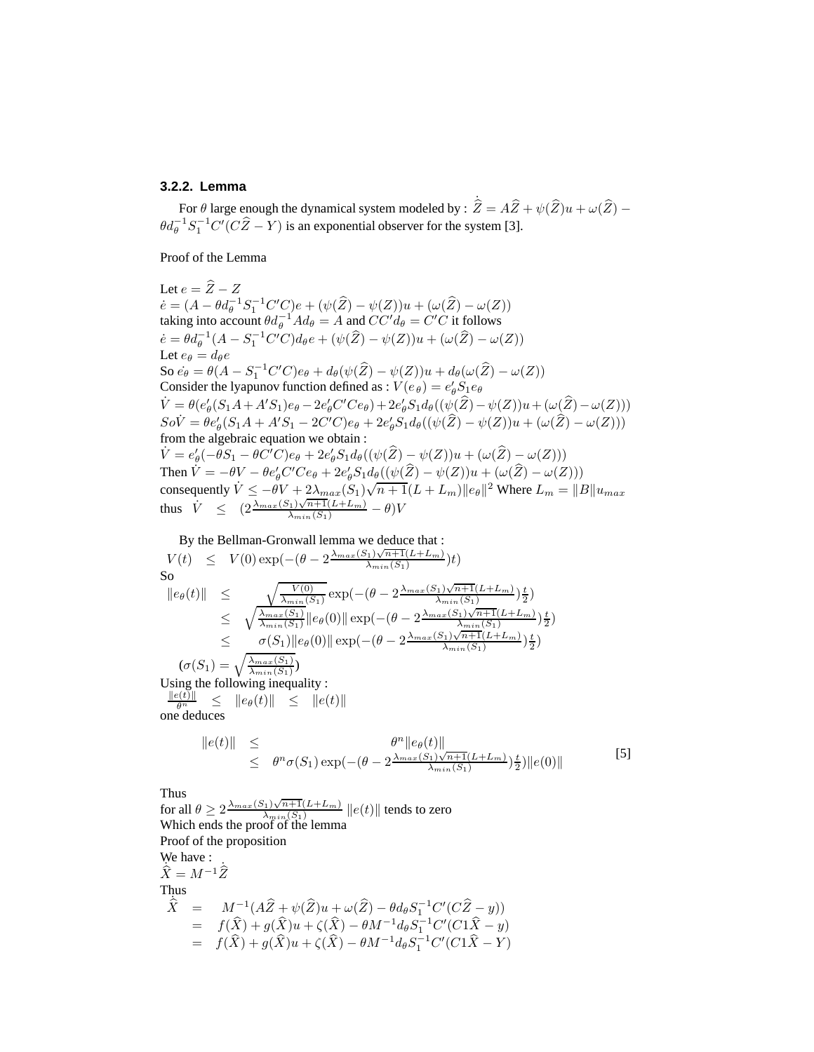### 3.2.2. Lemma

For $\theta$ large enough the dynamical system modeled by : $\dot{\widehat{Z}} = A\widehat{Z} + \psi(\widehat{Z})u + \omega(\widehat{Z}) - \theta d_\theta^{-1} S_1^{-1} C'(C\widehat{Z} - Y)$ is an exponential observer for the system [3].

Proof of the Lemma

Let $e = \widehat{Z} - Z$

$\dot{e} = (A - \theta d_\theta^{-1} S_1^{-1} C'C)e + (\psi(\widehat{Z}) - \psi(Z))u + (\omega(\widehat{Z}) - \omega(Z))$

taking into account $\theta d_\theta^{-1} A d_\theta = A$ and $CC'd_\theta = C'C$ it follows

$\dot{e} = \theta d_\theta^{-1}(A - S_1^{-1}C'C)d_\theta e + (\psi(\widehat{Z}) - \psi(Z))u + (\omega(\widehat{Z}) - \omega(Z))$

Let $e_\theta = d_\theta e$

So $\dot{e_\theta} = \theta(A - S_1^{-1}C'C)e_\theta + d_\theta(\psi(\widehat{Z}) - \psi(Z))u + d_\theta(\omega(\widehat{Z}) - \omega(Z))$

Consider the lyapunov function defined as : $V(e_\theta) = e_\theta' S_1 e_\theta$

$\dot{V} = \theta(e_\theta'(S_1 A + A' S_1)e_\theta - 2e_\theta' C'Ce_\theta) + 2e_\theta' S_1 d_\theta((\psi(\widehat{Z}) - \psi(Z))u + (\omega(\widehat{Z}) - \omega(Z)))$

$So\dot{V} = \theta e_\theta'(S_1 A + A'S_1 - 2C'C)e_\theta + 2e_\theta' S_1 d_\theta((\psi(\widehat{Z}) - \psi(Z))u + (\omega(\widehat{Z}) - \omega(Z)))$

from the algebraic equation we obtain :

$\dot{V} = e_\theta'(-\theta S_1 - \theta C'C)e_\theta + 2e_\theta' S_1 d_\theta((\psi(\widehat{Z}) - \psi(Z))u + (\omega(\widehat{Z}) - \omega(Z)))$

Then $\dot{V} = -\theta V - \theta e_\theta' C'Ce_\theta + 2e_\theta' S_1 d_\theta((\psi(\widehat{Z}) - \psi(Z))u + (\omega(\widehat{Z}) - \omega(Z)))$

consequently $\dot{V} \leq -\theta V + 2\lambda_{max}(S_1)\sqrt{n+1}(L + L_m)\|e_\theta\|^2$ Where $L_m = \|B\|u_{max}$

thus $\dot{V} \leq (2\frac{\lambda_{max}(S_1)\sqrt{n+1}(L+L_m)}{\lambda_{min}(S_1)} - \theta)V$

By the Bellman-Gronwall lemma we deduce that :

$$V(t) \leq V(0)\exp(-(\theta - 2\frac{\lambda_{max}(S_1)\sqrt{n+1}(L+L_m)}{\lambda_{min}(S_1)})t)$$

So

$$\begin{aligned}
\|e_\theta(t)\| &\leq \sqrt{\frac{V(0)}{\lambda_{min}(S_1)}}\exp(-(\theta - 2\frac{\lambda_{max}(S_1)\sqrt{n+1}(L+L_m)}{\lambda_{min}(S_1)})\frac{t}{2}) \\
&\leq \sqrt{\frac{\lambda_{max}(S_1)}{\lambda_{min}(S_1)}}\|e_\theta(0)\|\exp(-(\theta - 2\frac{\lambda_{max}(S_1)\sqrt{n+1}(L+L_m)}{\lambda_{min}(S_1)})\frac{t}{2}) \\
&\leq \sigma(S_1)\|e_\theta(0)\|\exp(-(\theta - 2\frac{\lambda_{max}(S_1)\sqrt{n+1}(L+L_m)}{\lambda_{min}(S_1)})\frac{t}{2})
\end{aligned}$$

$(\sigma(S_1) = \sqrt{\frac{\lambda_{max}(S_1)}{\lambda_{min}(S_1)}})$

Using the following inequality :

$$\frac{\|e(t)\|}{\theta^n} \leq \|e_\theta(t)\| \leq \|e(t)\|$$

one deduces

$$\begin{aligned}
\|e(t)\| &\leq \theta^n \|e_\theta(t)\| \\
&\leq \theta^n \sigma(S_1)\exp(-(\theta - 2\frac{\lambda_{max}(S_1)\sqrt{n+1}(L+L_m)}{\lambda_{min}(S_1)})\frac{t}{2})\|e(0)\|
\end{aligned} \quad [5]$$

Thus

for all $\theta \geq 2\frac{\lambda_{max}(S_1)\sqrt{n+1}(L+L_m)}{\lambda_{min}(S_1)}$ $\|e(t)\|$ tends to zero

Which ends the proof of the lemma

Proof of the proposition

We have :

$\dot{\widehat{X}} = M^{-1}\dot{\widehat{Z}}$

Thus

$$\begin{aligned}
\dot{\widehat{X}} &= M^{-1}(A\widehat{Z} + \psi(\widehat{Z})u + \omega(\widehat{Z}) - \theta d_\theta S_1^{-1} C'(C\widehat{Z} - y)) \\
&= f(\widehat{X}) + g(\widehat{X})u + \zeta(\widehat{X}) - \theta M^{-1} d_\theta S_1^{-1} C'(C1\widehat{X} - y) \\
&= f(\widehat{X}) + g(\widehat{X})u + \zeta(\widehat{X}) - \theta M^{-1} d_\theta S_1^{-1} C'(C1\widehat{X} - Y)
\end{aligned}$$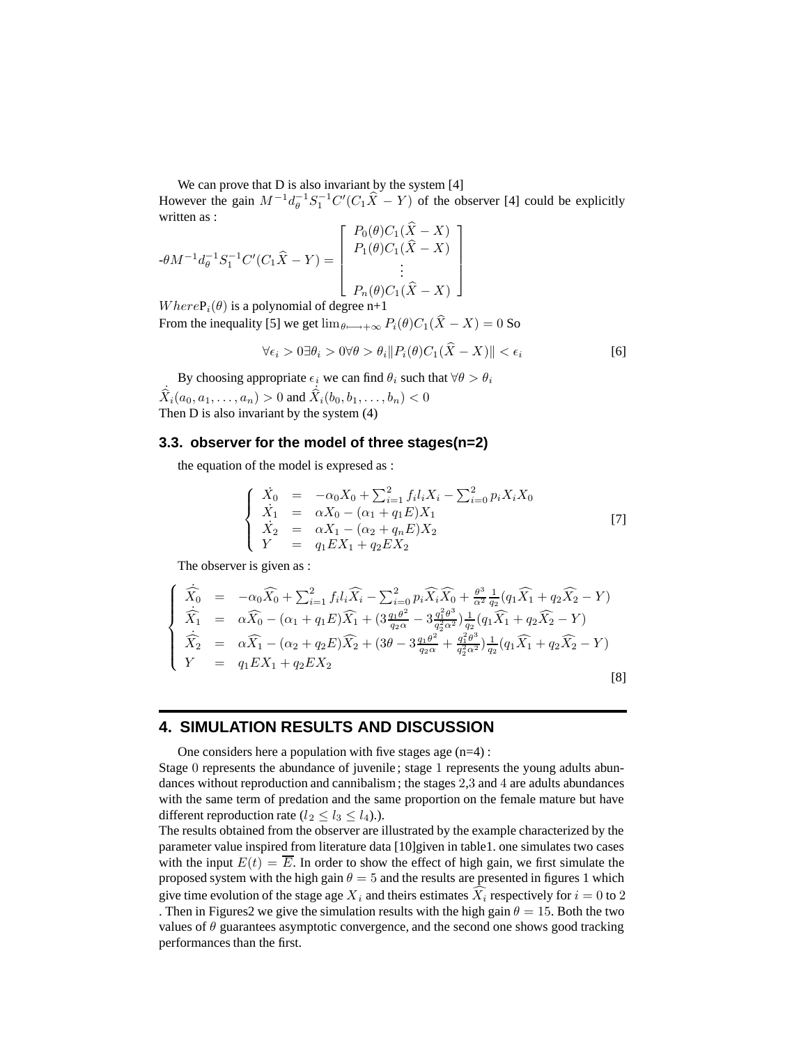We can prove that D is also invariant by the system [4]

However the gain $M^{-1}d_\theta^{-1}S_1^{-1}C'(C_1\widehat{X}-Y)$ of the observer [4] could be explicitly written as :

$$-\theta M^{-1}d_\theta^{-1}S_1^{-1}C'(C_1\widehat{X}-Y) = \begin{bmatrix} P_0(\theta)C_1(\widehat{X}-X) \\ P_1(\theta)C_1(\widehat{X}-X) \\ \vdots \\ P_n(\theta)C_1(\widehat{X}-X) \end{bmatrix}$$

$Where P_i(\theta)$ is a polynomial of degree n+1

From the inequality [5] we get $\lim_{\theta\longmapsto+\infty} P_i(\theta)C_1(\widehat{X}-X) = 0$ So

$$\forall\epsilon_i > 0 \exists\theta_i > 0 \forall\theta > \theta_i \|P_i(\theta)C_1(\widehat{X}-X)\| < \epsilon_i \qquad [6]$$

By choosing appropriate $\epsilon_i$ we can find $\theta_i$ such that $\forall\theta > \theta_i$
$\dot{\hat{X}}_i(a_0, a_1, \ldots, a_n) > 0$ and $\dot{\hat{X}}_i(b_0, b_1, \ldots, b_n) < 0$

Then D is also invariant by the system (4)

### 3.3. observer for the model of three stages(n=2)

the equation of the model is expresed as :

$$\left\{\begin{array}{lcl} \dot{X_0} &=& -\alpha_0 X_0 + \sum_{i=1}^{2} f_i l_i X_i - \sum_{i=0}^{2} p_i X_i X_0 \\ \dot{X_1} &=& \alpha X_0 - (\alpha_1 + q_1 E)X_1 \\ \dot{X_2} &=& \alpha X_1 - (\alpha_2 + q_n E)X_2 \\ Y &=& q_1 E X_1 + q_2 E X_2 \end{array}\right. \qquad [7]$$

The observer is given as :

$$\left\{\begin{array}{lcl} \dot{\widehat{X_0}} &=& -\alpha_0\widehat{X_0} + \sum_{i=1}^{2} f_i l_i \widehat{X_i} - \sum_{i=0}^{2} p_i \widehat{X_i}\widehat{X_0} + \frac{\theta^3}{\alpha^2}\frac{1}{q_2}(q_1\widehat{X_1} + q_2\widehat{X_2} - Y) \\ \dot{\widehat{X_1}} &=& \alpha\widehat{X_0} - (\alpha_1 + q_1 E)\widehat{X_1} + (3\frac{q_1\theta^2}{q_2\alpha} - 3\frac{q_1^2\theta^3}{q_2^2\alpha^2})\frac{1}{q_2}(q_1\widehat{X_1} + q_2\widehat{X_2} - Y) \\ \dot{\widehat{X_2}} &=& \alpha\widehat{X_1} - (\alpha_2 + q_2 E)\widehat{X_2} + (3\theta - 3\frac{q_1\theta^2}{q_2\alpha} + \frac{q_1^2\theta^3}{q_2^2\alpha^2})\frac{1}{q_2}(q_1\widehat{X_1} + q_2\widehat{X_2} - Y) \\ Y &=& q_1 E X_1 + q_2 E X_2 \end{array}\right. \qquad [8]$$

## 4. SIMULATION RESULTS AND DISCUSSION

One considers here a population with five stages age (n=4) :

Stage 0 represents the abundance of juvenile ; stage 1 represents the young adults abundances without reproduction and cannibalism ; the stages 2,3 and 4 are adults abundances with the same term of predation and the same proportion on the female mature but have different reproduction rate ($l_2 \leq l_3 \leq l_4$).).

The results obtained from the observer are illustrated by the example characterized by the parameter value inspired from literature data [10]given in table1. one simulates two cases with the input $E(t) = \overline{E}$. In order to show the effect of high gain, we first simulate the proposed system with the high gain $\theta = 5$ and the results are presented in figures 1 which give time evolution of the stage age $X_i$ and theirs estimates $\widehat{X_i}$ respectively for $i = 0$ to 2 . Then in Figures2 we give the simulation results with the high gain $\theta = 15$. Both the two values of $\theta$ guarantees asymptotic convergence, and the second one shows good tracking performances than the first.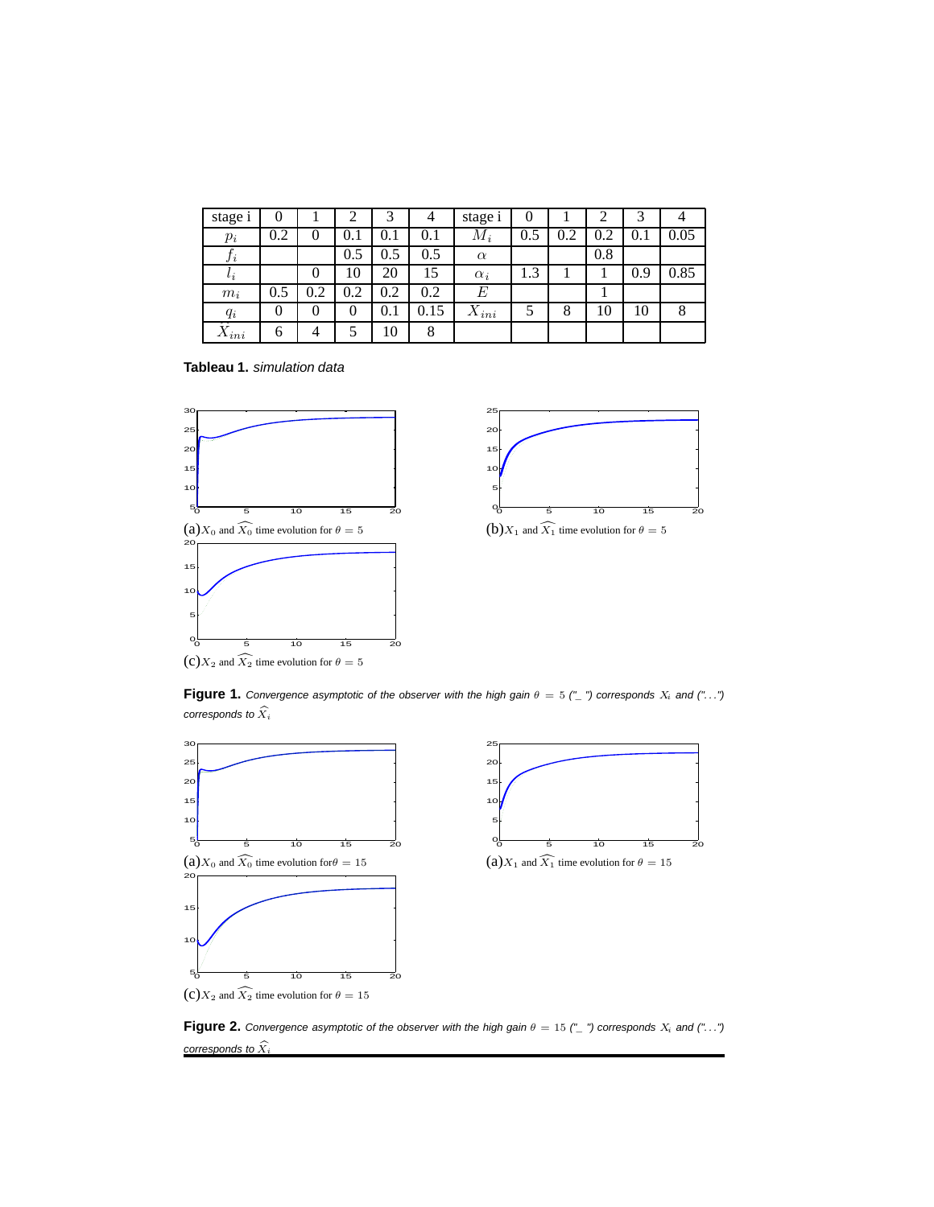| stage i | 0 | 1 | 2 | 3 | 4 | stage i | 0 | 1 | 2 | 3 | 4 |
|---|---|---|---|---|---|---|---|---|---|---|---|
| $p_i$ | 0.2 | 0 | 0.1 | 0.1 | 0.1 | $M_i$ | 0.5 | 0.2 | 0.2 | 0.1 | 0.05 |
| $f_i$ | | | 0.5 | 0.5 | 0.5 | $\alpha$ | | | 0.8 | | |
| $l_i$ | | 0 | 10 | 20 | 15 | $\alpha_i$ | 1.3 | 1 | 1 | 0.9 | 0.85 |
| $m_i$ | 0.5 | 0.2 | 0.2 | 0.2 | 0.2 | $E$ | | | 1 | | |
| $q_i$ | 0 | 0 | 0 | 0.1 | 0.15 | $X_{ini}$ | 5 | 8 | 10 | 10 | 8 |
| $\hat{X}_{ini}$ | 6 | 4 | 5 | 10 | 8 | | | | | | |

**Tableau 1.** *simulation data*

(a) $X_0$ and $\widehat{X_0}$ time evolution for $\theta = 5$

(b) $X_1$ and $\widehat{X_1}$ time evolution for $\theta = 5$

(c) $X_2$ and $\widehat{X_2}$ time evolution for $\theta = 5$

**Figure 1.** *Convergence asymptotic of the observer with the high gain $\theta = 5$ ("_ ") corresponds $X_i$ and ("...") corresponds to $\widehat{X}_i$*

(a) $X_0$ and $\widehat{X_0}$ time evolution for $\theta = 15$

(a) $X_1$ and $\widehat{X_1}$ time evolution for $\theta = 15$

(c) $X_2$ and $\widehat{X_2}$ time evolution for $\theta = 15$

**Figure 2.** *Convergence asymptotic of the observer with the high gain $\theta = 15$ ("_ ") corresponds $X_i$ and ("...") corresponds to $\widehat{X}_i$*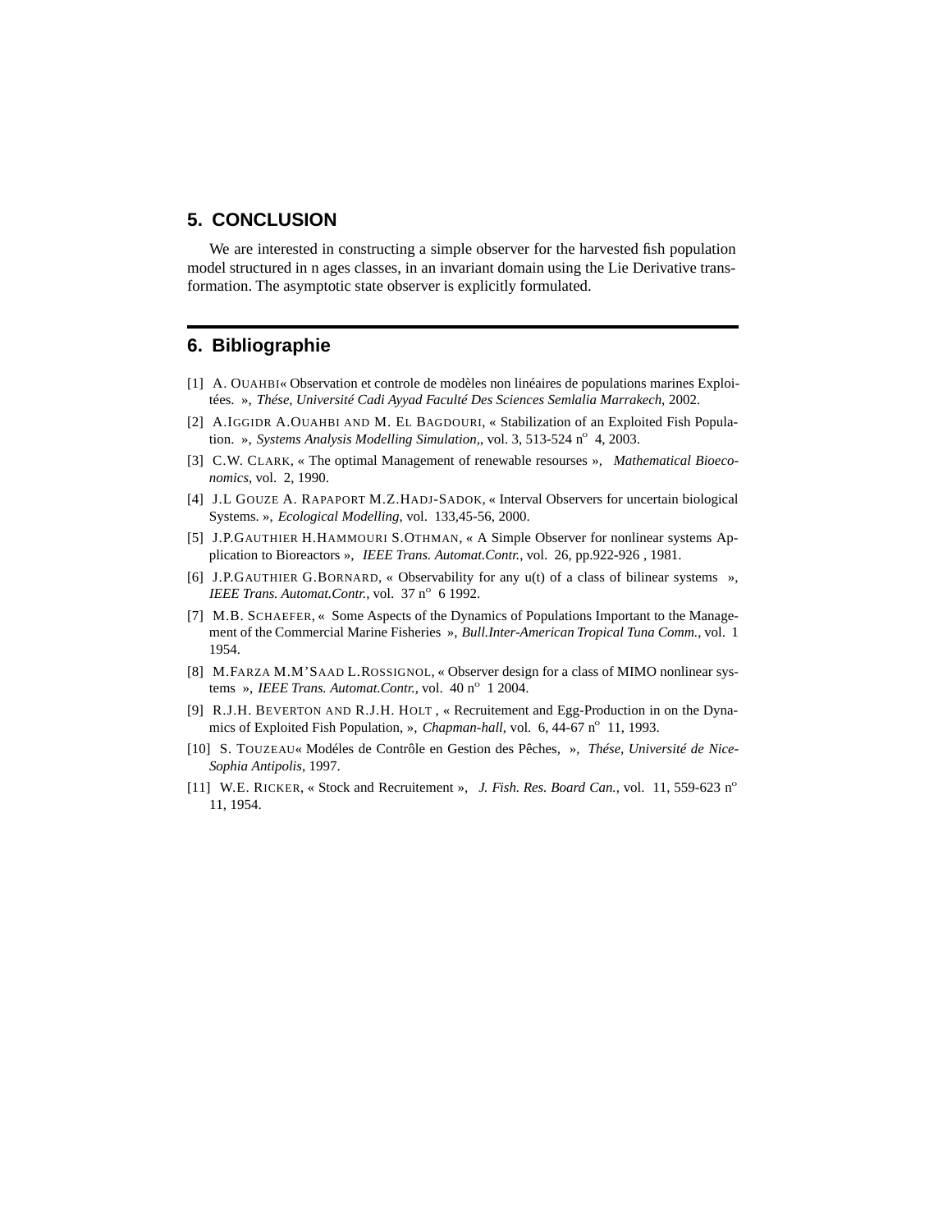## 5. CONCLUSION

We are interested in constructing a simple observer for the harvested fish population model structured in n ages classes, in an invariant domain using the Lie Derivative transformation. The asymptotic state observer is explicitly formulated.

## 6. Bibliographie

[1] A. OUAHBI« Observation et controle de modèles non linéaires de populations marines Exploitées. », *Thése, Université Cadi Ayyad Faculté Des Sciences Semlalia Marrakech*, 2002.

[2] A.IGGIDR A.OUAHBI AND M. EL BAGDOURI, « Stabilization of an Exploited Fish Population. », *Systems Analysis Modelling Simulation,*, vol. 3, 513-524 n$^{o}$ 4, 2003.

[3] C.W. CLARK, « The optimal Management of renewable resourses », *Mathematical Bioeconomics*, vol. 2, 1990.

[4] J.L GOUZE A. RAPAPORT M.Z.HADJ-SADOK, « Interval Observers for uncertain biological Systems. », *Ecological Modelling*, vol. 133,45-56, 2000.

[5] J.P.GAUTHIER H.HAMMOURI S.OTHMAN, « A Simple Observer for nonlinear systems Application to Bioreactors », *IEEE Trans. Automat.Contr.*, vol. 26, pp.922-926 , 1981.

[6] J.P.GAUTHIER G.BORNARD, « Observability for any u(t) of a class of bilinear systems », *IEEE Trans. Automat.Contr.*, vol. 37 n$^{o}$ 6 1992.

[7] M.B. SCHAEFER, « Some Aspects of the Dynamics of Populations Important to the Management of the Commercial Marine Fisheries », *Bull.Inter-American Tropical Tuna Comm.*, vol. 1 1954.

[8] M.FARZA M.M'SAAD L.ROSSIGNOL, « Observer design for a class of MIMO nonlinear systems », *IEEE Trans. Automat.Contr.*, vol. 40 n$^{o}$ 1 2004.

[9] R.J.H. BEVERTON AND R.J.H. HOLT , « Recruitement and Egg-Production in on the Dynamics of Exploited Fish Population, », *Chapman-hall*, vol. 6, 44-67 n$^{o}$ 11, 1993.

[10] S. TOUZEAU« Modéles de Contrôle en Gestion des Pêches, », *Thése, Université de Nice-Sophia Antipolis*, 1997.

[11] W.E. RICKER, « Stock and Recruitement », *J. Fish. Res. Board Can.*, vol. 11, 559-623 n$^{o}$ 11, 1954.